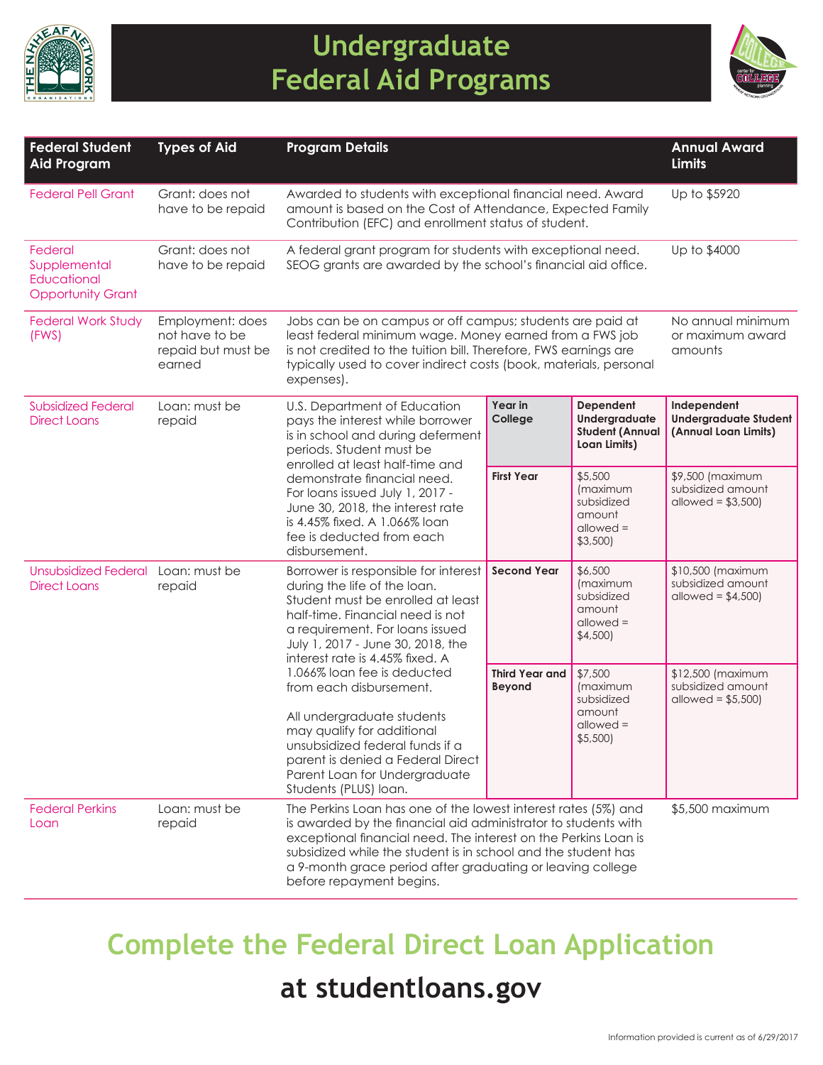# Undergraduate Federal Aid Programs

| Federal Student Aid Program | Types of Aid | Program Details | | | Annual Award Limits |
|---|---|---|---|---|---|
| Federal Pell Grant | Grant: does not have to be repaid | Awarded to students with exceptional financial need. Award amount is based on the Cost of Attendance, Expected Family Contribution (EFC) and enrollment status of student. | | | Up to $5920 |
| Federal Supplemental Educational Opportunity Grant | Grant: does not have to be repaid | A federal grant program for students with exceptional need. SEOG grants are awarded by the school's financial aid office. | | | Up to $4000 |
| Federal Work Study (FWS) | Employment: does not have to be repaid but must be earned | Jobs can be on campus or off campus; students are paid at least federal minimum wage. Money earned from a FWS job is not credited to the tuition bill. Therefore, FWS earnings are typically used to cover indirect costs (book, materials, personal expenses). | | | No annual minimum or maximum award amounts |
| Subsidized Federal Direct Loans | Loan: must be repaid | U.S. Department of Education pays the interest while borrower is in school and during deferment periods. Student must be enrolled at least half-time and demonstrate financial need. For loans issued July 1, 2017 - June 30, 2018, the interest rate is 4.45% fixed. A 1.066% loan fee is deducted from each disbursement. | **Year in College** | **Dependent Undergraduate Student (Annual Loan Limits)** | **Independent Undergraduate Student (Annual Loan Limits)** |
| | | | **First Year** | $5,500 (maximum subsidized amount allowed = $3,500) | $9,500 (maximum subsidized amount allowed = $3,500) |
| Unsubsidized Federal Direct Loans | Loan: must be repaid | Borrower is responsible for interest during the life of the loan. Student must be enrolled at least half-time. Financial need is not a requirement. For loans issued July 1, 2017 - June 30, 2018, the interest rate is 4.45% fixed. A 1.066% loan fee is deducted from each disbursement. All undergraduate students may qualify for additional unsubsidized federal funds if a parent is denied a Federal Direct Parent Loan for Undergraduate Students (PLUS) loan. | **Second Year** | $6,500 (maximum subsidized amount allowed = $4,500) | $10,500 (maximum subsidized amount allowed = $4,500) |
| | | | **Third Year and Beyond** | $7,500 (maximum subsidized amount allowed = $5,500) | $12,500 (maximum subsidized amount allowed = $5,500) |
| Federal Perkins Loan | Loan: must be repaid | The Perkins Loan has one of the lowest interest rates (5%) and is awarded by the financial aid administrator to students with exceptional financial need. The interest on the Perkins Loan is subsidized while the student is in school and the student has a 9-month grace period after graduating or leaving college before repayment begins. | | | $5,500 maximum |

## Complete the Federal Direct Loan Application

## at studentloans.gov

Information provided is current as of 6/29/2017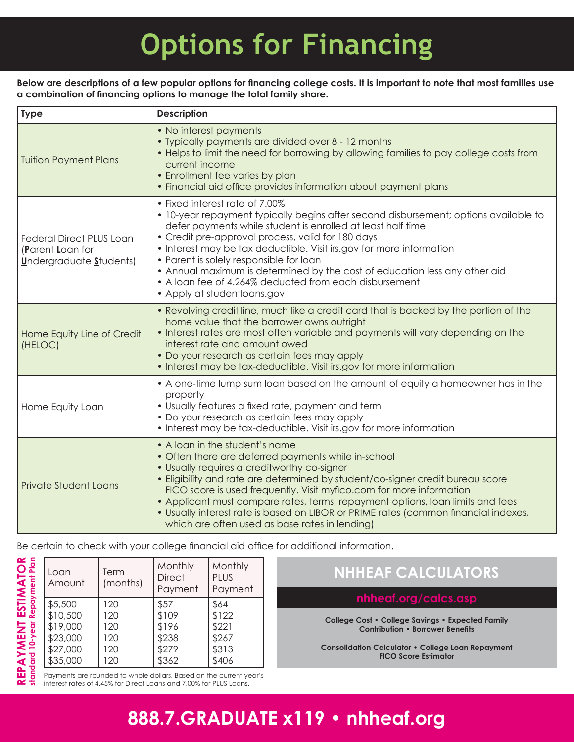# Options for Financing

**Below are descriptions of a few popular options for financing college costs. It is important to note that most families use a combination of financing options to manage the total family share.**

| Type | Description |
|---|---|
| Tuition Payment Plans | • No interest payments<br>• Typically payments are divided over 8 - 12 months<br>• Helps to limit the need for borrowing by allowing families to pay college costs from current income<br>• Enrollment fee varies by plan<br>• Financial aid office provides information about payment plans |
| Federal Direct PLUS Loan (**P**arent **L**oan for **U**ndergraduate **S**tudents) | • Fixed interest rate of 7.00%<br>• 10-year repayment typically begins after second disbursement; options available to defer payments while student is enrolled at least half time<br>• Credit pre-approval process, valid for 180 days<br>• Interest may be tax deductible. Visit irs.gov for more information<br>• Parent is solely responsible for loan<br>• Annual maximum is determined by the cost of education less any other aid<br>• A loan fee of 4.264% deducted from each disbursement<br>• Apply at studentloans.gov |
| Home Equity Line of Credit (HELOC) | • Revolving credit line, much like a credit card that is backed by the portion of the home value that the borrower owns outright<br>• Interest rates are most often variable and payments will vary depending on the interest rate and amount owed<br>• Do your research as certain fees may apply<br>• Interest may be tax-deductible. Visit irs.gov for more information |
| Home Equity Loan | • A one-time lump sum loan based on the amount of equity a homeowner has in the property<br>• Usually features a fixed rate, payment and term<br>• Do your research as certain fees may apply<br>• Interest may be tax-deductible. Visit irs.gov for more information |
| Private Student Loans | • A loan in the student's name<br>• Often there are deferred payments while in-school<br>• Usually requires a creditworthy co-signer<br>• Eligibility and rate are determined by student/co-signer credit bureau score FICO score is used frequently. Visit myfico.com for more information<br>• Applicant must compare rates, terms, repayment options, loan limits and fees<br>• Usually interest rate is based on LIBOR or PRIME rates (common financial indexes, which are often used as base rates in lending) |

Be certain to check with your college financial aid office for additional information.

## REPAYMENT ESTIMATOR

standard 10-year Repayment Plan

| Loan Amount | Term (months) | Monthly Direct Payment | Monthly PLUS Payment |
|---|---|---|---|
| $5,500 | 120 | $57 | $64 |
| $10,500 | 120 | $109 | $122 |
| $19,000 | 120 | $196 | $221 |
| $23,000 | 120 | $238 | $267 |
| $27,000 | 120 | $279 | $313 |
| $35,000 | 120 | $362 | $406 |

Payments are rounded to whole dollars. Based on the current year's interest rates of 4.45% for Direct Loans and 7.00% for PLUS Loans.

## NHHEAF CALCULATORS

**nhheaf.org/calcs.asp**

**College Cost • College Savings • Expected Family Contribution • Borrower Benefits**

**Consolidation Calculator • College Loan Repayment FICO Score Estimator**

## 888.7.GRADUATE x119 • nhheaf.org